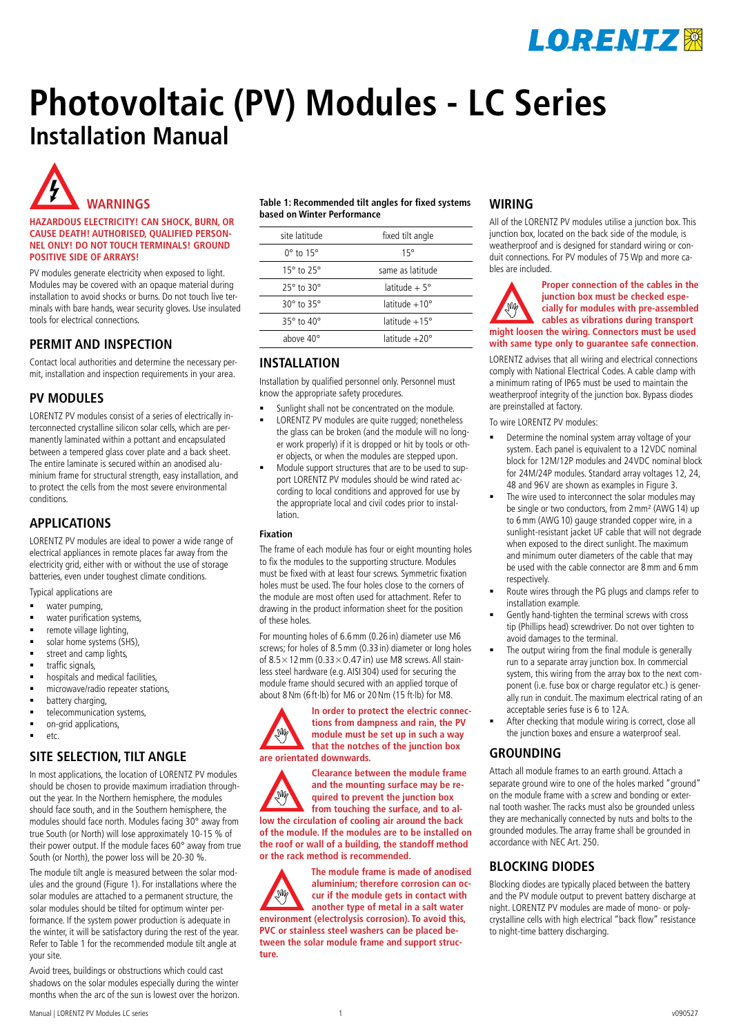# Photovoltaic (PV) Modules - LC Series

## Installation Manual

## WARNINGS

**HAZARDOUS ELECTRICITY! CAN SHOCK, BURN, OR CAUSE DEATH! AUTHORISED, QUALIFIED PERSONNEL ONLY! DO NOT TOUCH TERMINALS! GROUND POSITIVE SIDE OF ARRAYS!**

PV modules generate electricity when exposed to light. Modules may be covered with an opaque material during installation to avoid shocks or burns. Do not touch live terminals with bare hands, wear security gloves. Use insulated tools for electrical connections.

## PERMIT AND INSPECTION

Contact local authorities and determine the necessary permit, installation and inspection requirements in your area.

## PV MODULES

LORENTZ PV modules consist of a series of electrically interconnected crystalline silicon solar cells, which are permanently laminated within a pottant and encapsulated between a tempered glass cover plate and a back sheet. The entire laminate is secured within an anodised aluminium frame for structural strength, easy installation, and to protect the cells from the most severe environmental conditions.

## APPLICATIONS

LORENTZ PV modules are ideal to power a wide range of electrical appliances in remote places far away from the electricity grid, either with or without the use of storage batteries, even under toughest climate conditions.

Typical applications are

- water pumping,
- water purification systems,
- remote village lighting,
- solar home systems (SHS),
- street and camp lights,
- traffic signals,
- hospitals and medical facilities,
- microwave/radio repeater stations,
- battery charging,
- telecommunication systems,
- on-grid applications,
- etc.

## SITE SELECTION, TILT ANGLE

In most applications, the location of LORENTZ PV modules should be chosen to provide maximum irradiation throughout the year. In the Northern hemisphere, the modules should face south, and in the Southern hemisphere, the modules should face north. Modules facing 30° away from true South (or North) will lose approximately 10-15 % of their power output. If the module faces 60° away from true South (or North), the power loss will be 20-30 %.

The module tilt angle is measured between the solar modules and the ground (Figure 1). For installations where the solar modules are attached to a permanent structure, the solar modules should be tilted for optimum winter performance. If the system power production is adequate in the winter, it will be satisfactory during the rest of the year. Refer to Table 1 for the recommended module tilt angle at your site.

Avoid trees, buildings or obstructions which could cast shadows on the solar modules especially during the winter months when the arc of the sun is lowest over the horizon.

**Table 1: Recommended tilt angles for fixed systems based on Winter Performance**

| site latitude | fixed tilt angle |
|---|---|
| 0° to 15° | 15° |
| 15° to 25° | same as latitude |
| 25° to 30° | latitude + 5° |
| 30° to 35° | latitude +10° |
| 35° to 40° | latitude +15° |
| above 40° | latitude +20° |

## INSTALLATION

Installation by qualified personnel only. Personnel must know the appropriate safety procedures.

- Sunlight shall not be concentrated on the module.
- LORENTZ PV modules are quite rugged; nonetheless the glass can be broken (and the module will no longer work properly) if it is dropped or hit by tools or other objects, or when the modules are stepped upon.
- Module support structures that are to be used to support LORENTZ PV modules should be wind rated according to local conditions and approved for use by the appropriate local and civil codes prior to installation.

### Fixation

The frame of each module has four or eight mounting holes to fix the modules to the supporting structure. Modules must be fixed with at least four screws. Symmetric fixation holes must be used. The four holes close to the corners of the module are most often used for attachment. Refer to drawing in the product information sheet for the position of these holes.

For mounting holes of 6.6 mm (0.26 in) diameter use M6 screws; for holes of 8.5 mm (0.33 in) diameter or long holes of 8.5 × 12 mm (0.33 × 0.47 in) use M8 screws. All stainless steel hardware (e.g. AISI 304) used for securing the module frame should secured with an applied torque of about 8 Nm (6 ft·lb) for M6 or 20 Nm (15 ft·lb) for M8.

**In order to protect the electric connections from dampness and rain, the PV module must be set up in such a way that the notches of the junction box are orientated downwards.**

**Clearance between the module frame and the mounting surface may be required to prevent the junction box from touching the surface, and to allow the circulation of cooling air around the back of the module. If the modules are to be installed on the roof or wall of a building, the standoff method or the rack method is recommended.**

**The module frame is made of anodised aluminium; therefore corrosion can occur if the module gets in contact with another type of metal in a salt water environment (electrolysis corrosion). To avoid this, PVC or stainless steel washers can be placed between the solar module frame and support structure.**

## WIRING

All of the LORENTZ PV modules utilise a junction box. This junction box, located on the back side of the module, is weatherproof and is designed for standard wiring or conduit connections. For PV modules of 75 Wp and more cables are included.

**Proper connection of the cables in the junction box must be checked especially for modules with pre-assembled cables as vibrations during transport might loosen the wiring. Connectors must be used with same type only to guarantee safe connection.**

LORENTZ advises that all wiring and electrical connections comply with National Electrical Codes. A cable clamp with a minimum rating of IP65 must be used to maintain the weatherproof integrity of the junction box. Bypass diodes are preinstalled at factory.

To wire LORENTZ PV modules:

- Determine the nominal system array voltage of your system. Each panel is equivalent to a 12VDC nominal block for 12M/12P modules and 24VDC nominal block for 24M/24P modules. Standard array voltages 12, 24, 48 and 96V are shown as examples in Figure 3.
- The wire used to interconnect the solar modules may be single or two conductors, from 2 mm² (AWG 14) up to 6 mm (AWG 10) gauge stranded copper wire, in a sunlight-resistant jacket UF cable that will not degrade when exposed to the direct sunlight. The maximum and minimum outer diameters of the cable that may be used with the cable connector are 8 mm and 6 mm respectively.
- Route wires through the PG plugs and clamps refer to installation example.
- Gently hand-tighten the terminal screws with cross tip (Phillips head) screwdriver. Do not over tighten to avoid damages to the terminal.
- The output wiring from the final module is generally run to a separate array junction box. In commercial system, this wiring from the array box to the next component (i.e. fuse box or charge regulator etc.) is generally run in conduit. The maximum electrical rating of an acceptable series fuse is 6 to 12 A.
- After checking that module wiring is correct, close all the junction boxes and ensure a waterproof seal.

## GROUNDING

Attach all module frames to an earth ground. Attach a separate ground wire to one of the holes marked "ground" on the module frame with a screw and bonding or external tooth washer. The racks must also be grounded unless they are mechanically connected by nuts and bolts to the grounded modules. The array frame shall be grounded in accordance with NEC Art. 250.

## BLOCKING DIODES

Blocking diodes are typically placed between the battery and the PV module output to prevent battery discharge at night. LORENTZ PV modules are made of mono- or polycrystalline cells with high electrical "back flow" resistance to night-time battery discharging.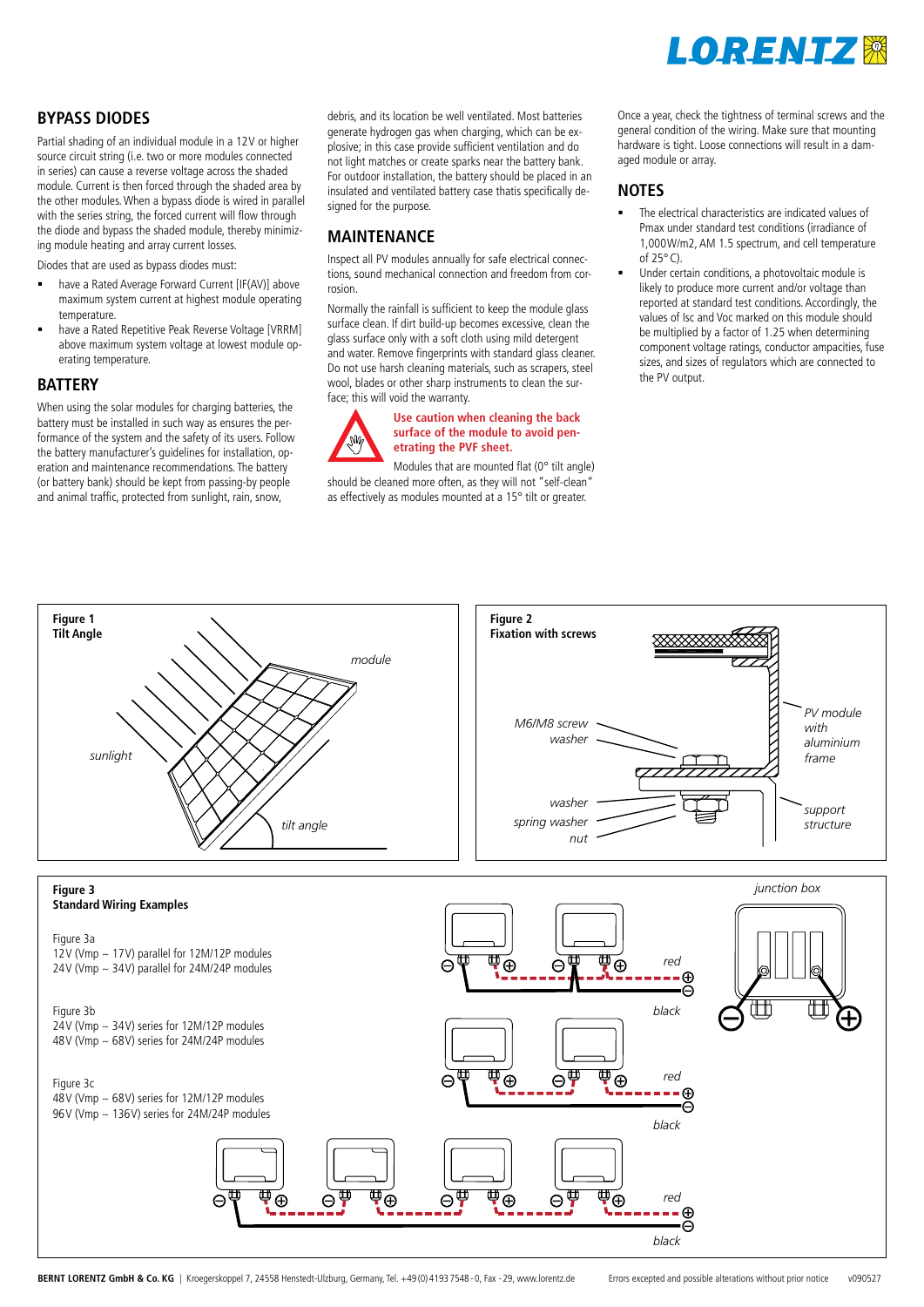## BYPASS DIODES

Partial shading of an individual module in a 12V or higher source circuit string (i.e. two or more modules connected in series) can cause a reverse voltage across the shaded module. Current is then forced through the shaded area by the other modules. When a bypass diode is wired in parallel with the series string, the forced current will flow through the diode and bypass the shaded module, thereby minimizing module heating and array current losses.

Diodes that are used as bypass diodes must:

- have a Rated Average Forward Current [IF(AV)] above maximum system current at highest module operating temperature.
- have a Rated Repetitive Peak Reverse Voltage [VRRM] above maximum system voltage at lowest module operating temperature.

## BATTERY

When using the solar modules for charging batteries, the battery must be installed in such way as ensures the performance of the system and the safety of its users. Follow the battery manufacturer's guidelines for installation, operation and maintenance recommendations. The battery (or battery bank) should be kept from passing-by people and animal traffic, protected from sunlight, rain, snow, debris, and its location be well ventilated. Most batteries generate hydrogen gas when charging, which can be explosive; in this case provide sufficient ventilation and do not light matches or create sparks near the battery bank. For outdoor installation, the battery should be placed in an insulated and ventilated battery case thatis specifically designed for the purpose.

## MAINTENANCE

Inspect all PV modules annually for safe electrical connections, sound mechanical connection and freedom from corrosion.

Normally the rainfall is sufficient to keep the module glass surface clean. If dirt build-up becomes excessive, clean the glass surface only with a soft cloth using mild detergent and water. Remove fingerprints with standard glass cleaner. Do not use harsh cleaning materials, such as scrapers, steel wool, blades or other sharp instruments to clean the surface; this will void the warranty.

**Use caution when cleaning the back surface of the module to avoid penetrating the PVF sheet.**

Modules that are mounted flat (0° tilt angle) should be cleaned more often, as they will not "self-clean" as effectively as modules mounted at a 15° tilt or greater.

Once a year, check the tightness of terminal screws and the general condition of the wiring. Make sure that mounting hardware is tight. Loose connections will result in a damaged module or array.

## NOTES

- The electrical characteristics are indicated values of Pmax under standard test conditions (irradiance of 1,000W/m2, AM 1.5 spectrum, and cell temperature of 25°C).
- Under certain conditions, a photovoltaic module is likely to produce more current and/or voltage than reported at standard test conditions. Accordingly, the values of Isc and Voc marked on this module should be multiplied by a factor of 1.25 when determining component voltage ratings, conductor ampacities, fuse sizes, and sizes of regulators which are connected to the PV output.

**Figure 1**
**Tilt Angle**

module
sunlight
tilt angle

**Figure 2**
**Fixation with screws**

M6/M8 screw
washer
washer
spring washer
nut
PV module with aluminium frame
support structure

**Figure 3**
**Standard Wiring Examples**

Figure 3a
12V (Vmp ~ 17V) parallel for 12M/12P modules
24V (Vmp ~ 34V) parallel for 24M/24P modules

Figure 3b
24V (Vmp ~ 34V) series for 12M/12P modules
48V (Vmp ~ 68V) series for 24M/24P modules

Figure 3c
48V (Vmp ~ 68V) series for 12M/12P modules
96V (Vmp ~ 136V) series for 24M/24P modules

junction box
red
black

BERNT LORENTZ GmbH & Co. KG | Kroegerskoppel 7, 24558 Henstedt-Ulzburg, Germany, Tel. +49 (0) 4193 7548 - 0, Fax - 29, www.lorentz.de    Errors excepted and possible alterations without prior notice    v090527